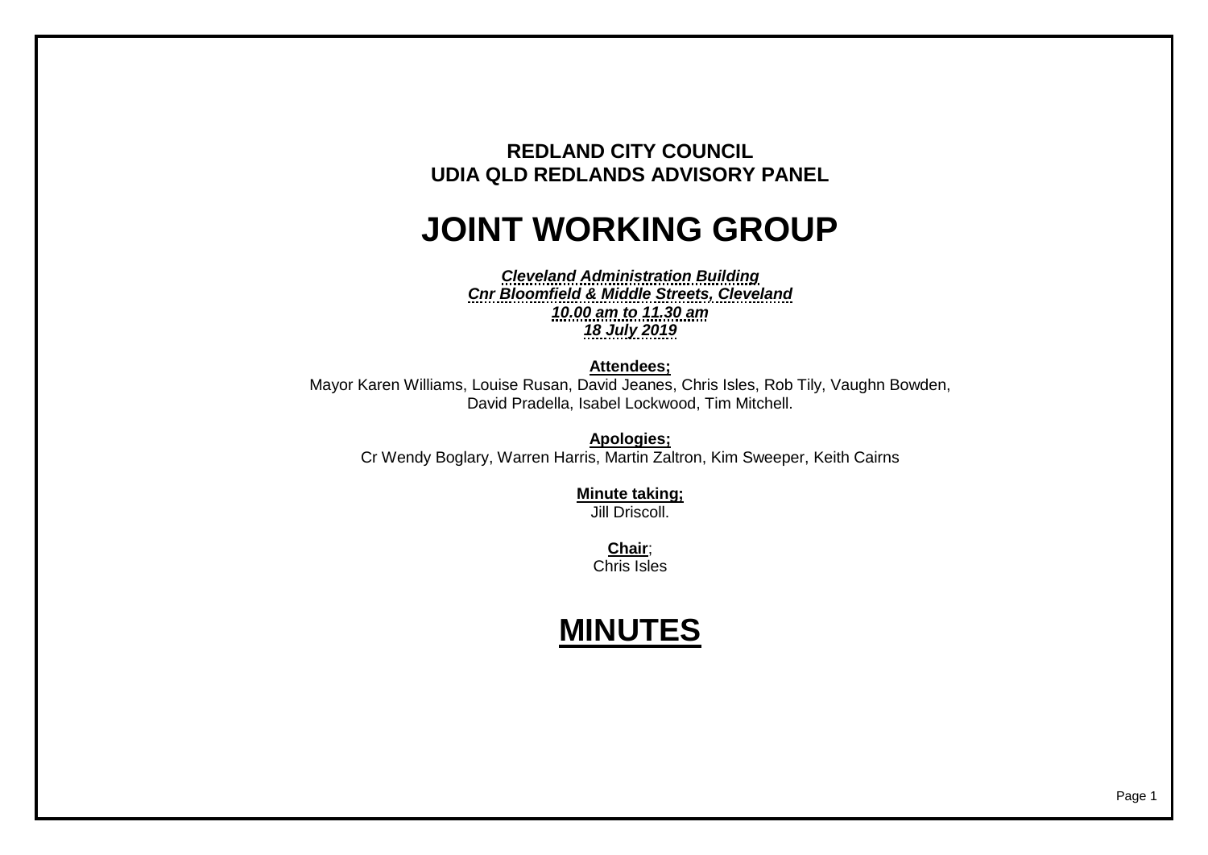**REDLAND CITY COUNCIL**
**UDIA QLD REDLANDS ADVISORY PANEL**

# JOINT WORKING GROUP

***Cleveland Administration Building***
***Cnr Bloomfield & Middle Streets, Cleveland***
***10.00 am to 11.30 am***
***18 July 2019***

**Attendees;**
Mayor Karen Williams, Louise Rusan, David Jeanes, Chris Isles, Rob Tily, Vaughn Bowden, David Pradella, Isabel Lockwood, Tim Mitchell.

**Apologies;**
Cr Wendy Boglary, Warren Harris, Martin Zaltron, Kim Sweeper, Keith Cairns

**Minute taking;**
Jill Driscoll.

**Chair**;
Chris Isles

# MINUTES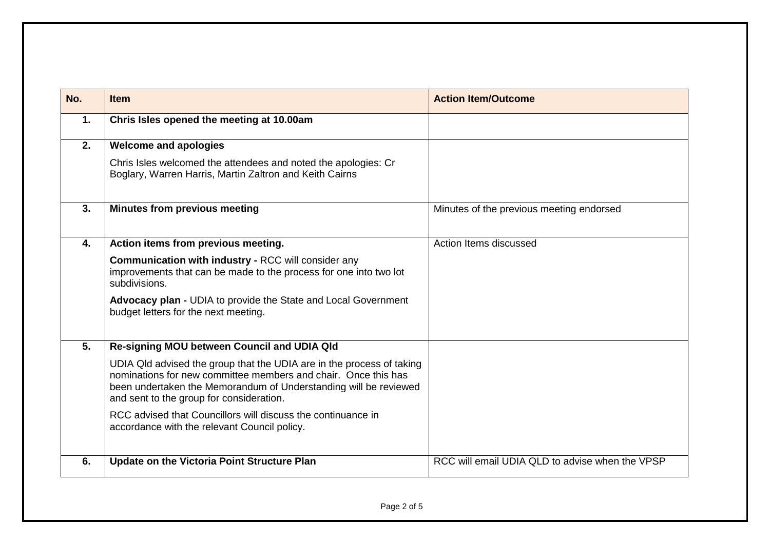| No. | Item | Action Item/Outcome |
|---|---|---|
| 1. | **Chris Isles opened the meeting at 10.00am** | |
| 2. | **Welcome and apologies**<br><br>Chris Isles welcomed the attendees and noted the apologies: Cr Boglary, Warren Harris, Martin Zaltron and Keith Cairns | |
| 3. | **Minutes from previous meeting** | Minutes of the previous meeting endorsed |
| 4. | **Action items from previous meeting.**<br><br>**Communication with industry -** RCC will consider any improvements that can be made to the process for one into two lot subdivisions.<br><br>**Advocacy plan -** UDIA to provide the State and Local Government budget letters for the next meeting. | Action Items discussed |
| 5. | **Re-signing MOU between Council and UDIA Qld**<br><br>UDIA Qld advised the group that the UDIA are in the process of taking nominations for new committee members and chair. Once this has been undertaken the Memorandum of Understanding will be reviewed and sent to the group for consideration.<br><br>RCC advised that Councillors will discuss the continuance in accordance with the relevant Council policy. | |
| 6. | **Update on the Victoria Point Structure Plan** | RCC will email UDIA QLD to advise when the VPSP |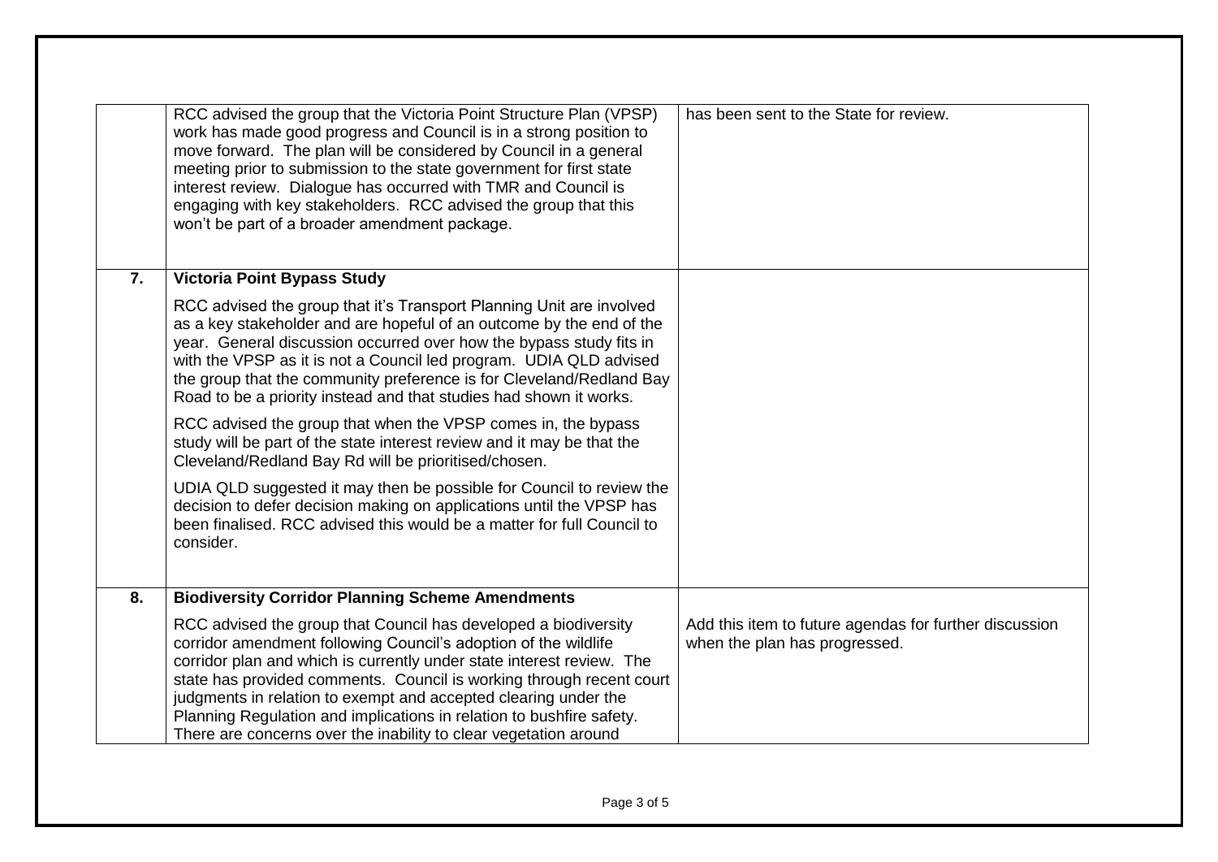| | | |
|---|---|---|
| | RCC advised the group that the Victoria Point Structure Plan (VPSP) work has made good progress and Council is in a strong position to move forward. The plan will be considered by Council in a general meeting prior to submission to the state government for first state interest review. Dialogue has occurred with TMR and Council is engaging with key stakeholders. RCC advised the group that this won't be part of a broader amendment package. | has been sent to the State for review. |
| **7.** | **Victoria Point Bypass Study**<br><br>RCC advised the group that it's Transport Planning Unit are involved as a key stakeholder and are hopeful of an outcome by the end of the year. General discussion occurred over how the bypass study fits in with the VPSP as it is not a Council led program. UDIA QLD advised the group that the community preference is for Cleveland/Redland Bay Road to be a priority instead and that studies had shown it works.<br><br>RCC advised the group that when the VPSP comes in, the bypass study will be part of the state interest review and it may be that the Cleveland/Redland Bay Rd will be prioritised/chosen.<br><br>UDIA QLD suggested it may then be possible for Council to review the decision to defer decision making on applications until the VPSP has been finalised. RCC advised this would be a matter for full Council to consider. | |
| **8.** | **Biodiversity Corridor Planning Scheme Amendments**<br><br>RCC advised the group that Council has developed a biodiversity corridor amendment following Council's adoption of the wildlife corridor plan and which is currently under state interest review. The state has provided comments. Council is working through recent court judgments in relation to exempt and accepted clearing under the Planning Regulation and implications in relation to bushfire safety. There are concerns over the inability to clear vegetation around | Add this item to future agendas for further discussion when the plan has progressed. |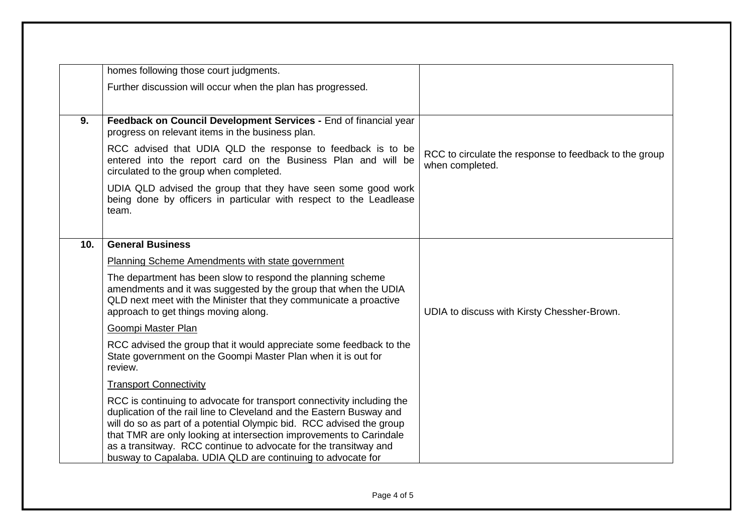| | | |
|---|---|---|
| | homes following those court judgments.<br><br>Further discussion will occur when the plan has progressed. | |
| **9.** | **Feedback on Council Development Services -** End of financial year progress on relevant items in the business plan.<br><br>RCC advised that UDIA QLD the response to feedback is to be entered into the report card on the Business Plan and will be circulated to the group when completed.<br><br>UDIA QLD advised the group that they have seen some good work being done by officers in particular with respect to the Leadlease team. | RCC to circulate the response to feedback to the group when completed. |
| **10.** | **General Business**<br><br>Planning Scheme Amendments with state government<br><br>The department has been slow to respond the planning scheme amendments and it was suggested by the group that when the UDIA QLD next meet with the Minister that they communicate a proactive approach to get things moving along.<br><br>Goompi Master Plan<br><br>RCC advised the group that it would appreciate some feedback to the State government on the Goompi Master Plan when it is out for review.<br><br>Transport Connectivity<br><br>RCC is continuing to advocate for transport connectivity including the duplication of the rail line to Cleveland and the Eastern Busway and will do so as part of a potential Olympic bid. RCC advised the group that TMR are only looking at intersection improvements to Carindale as a transitway. RCC continue to advocate for the transitway and busway to Capalaba. UDIA QLD are continuing to advocate for | UDIA to discuss with Kirsty Chessher-Brown. |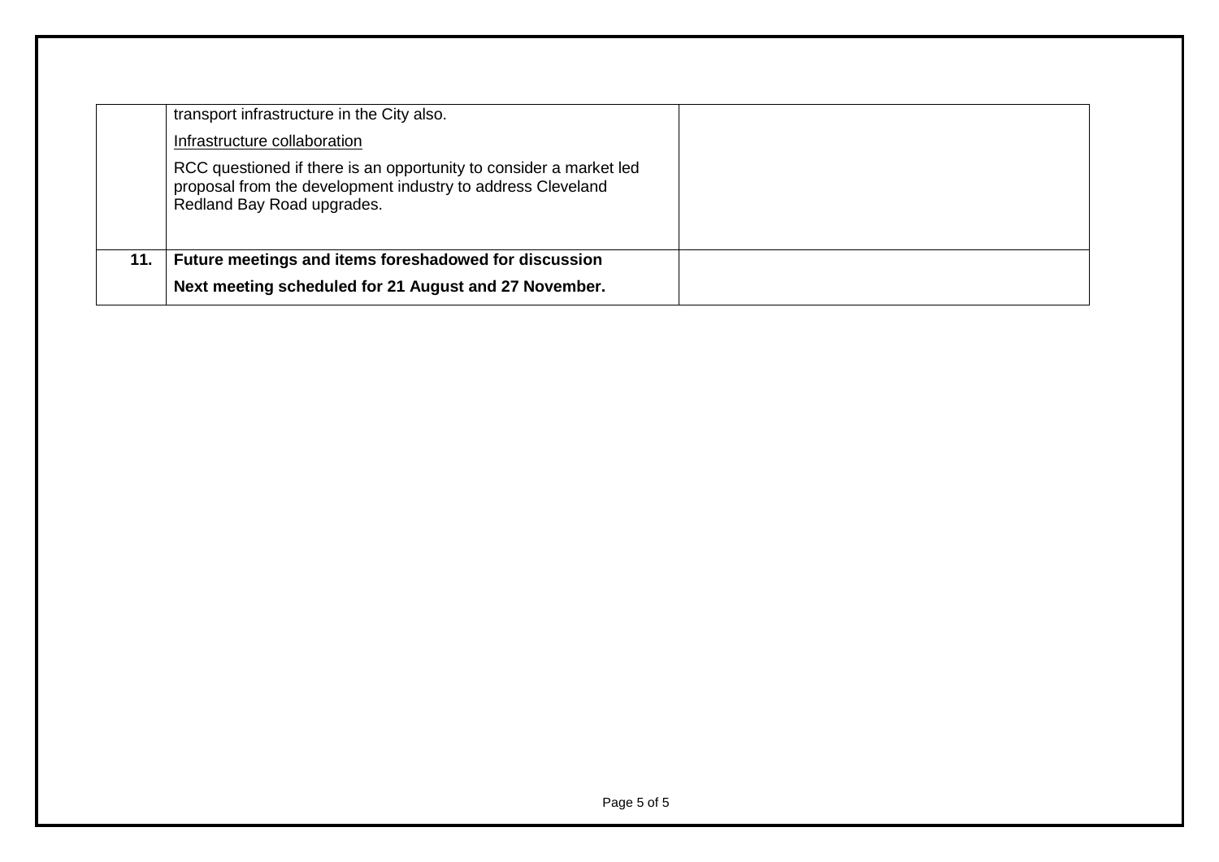| | | |
|---|---|---|
| | transport infrastructure in the City also.<br><br>Infrastructure collaboration<br><br>RCC questioned if there is an opportunity to consider a market led proposal from the development industry to address Cleveland Redland Bay Road upgrades. | |
| **11.** | **Future meetings and items foreshadowed for discussion**<br><br>**Next meeting scheduled for 21 August and 27 November.** | |